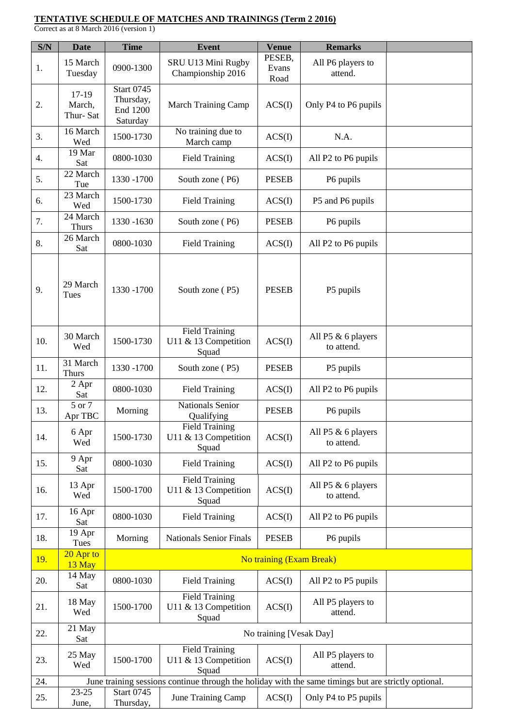**TENTATIVE SCHEDULE OF MATCHES AND TRAININGS (Term 2 2016)**

Correct as at 8 March 2016 (version 1)

| S/N | Date | Time | Event | Venue | Remarks | |
|---|---|---|---|---|---|---|
| 1. | 15 March Tuesday | 0900-1300 | SRU U13 Mini Rugby Championship 2016 | PESEB, Evans Road | All P6 players to attend. | |
| 2. | 17-19 March, Thur- Sat | Start 0745 Thursday, End 1200 Saturday | March Training Camp | ACS(I) | Only P4 to P6 pupils | |
| 3. | 16 March Wed | 1500-1730 | No training due to March camp | ACS(I) | N.A. | |
| 4. | 19 Mar Sat | 0800-1030 | Field Training | ACS(I) | All P2 to P6 pupils | |
| 5. | 22 March Tue | 1330 -1700 | South zone ( P6) | PESEB | P6 pupils | |
| 6. | 23 March Wed | 1500-1730 | Field Training | ACS(I) | P5 and P6 pupils | |
| 7. | 24 March Thurs | 1330 -1630 | South zone ( P6) | PESEB | P6 pupils | |
| 8. | 26 March Sat | 0800-1030 | Field Training | ACS(I) | All P2 to P6 pupils | |
| 9. | 29 March Tues | 1330 -1700 | South zone ( P5) | PESEB | P5 pupils | |
| 10. | 30 March Wed | 1500-1730 | Field Training U11 & 13 Competition Squad | ACS(I) | All P5 & 6 players to attend. | |
| 11. | 31 March Thurs | 1330 -1700 | South zone ( P5) | PESEB | P5 pupils | |
| 12. | 2 Apr Sat | 0800-1030 | Field Training | ACS(I) | All P2 to P6 pupils | |
| 13. | 5 or 7 Apr TBC | Morning | Nationals Senior Qualifying | PESEB | P6 pupils | |
| 14. | 6 Apr Wed | 1500-1730 | Field Training U11 & 13 Competition Squad | ACS(I) | All P5 & 6 players to attend. | |
| 15. | 9 Apr Sat | 0800-1030 | Field Training | ACS(I) | All P2 to P6 pupils | |
| 16. | 13 Apr Wed | 1500-1700 | Field Training U11 & 13 Competition Squad | ACS(I) | All P5 & 6 players to attend. | |
| 17. | 16 Apr Sat | 0800-1030 | Field Training | ACS(I) | All P2 to P6 pupils | |
| 18. | 19 Apr Tues | Morning | Nationals Senior Finals | PESEB | P6 pupils | |
| 19. | 20 Apr to 13 May | No training (Exam Break) | | | | |
| 20. | 14 May Sat | 0800-1030 | Field Training | ACS(I) | All P2 to P5 pupils | |
| 21. | 18 May Wed | 1500-1700 | Field Training U11 & 13 Competition Squad | ACS(I) | All P5 players to attend. | |
| 22. | 21 May Sat | No training [Vesak Day] | | | | |
| 23. | 25 May Wed | 1500-1700 | Field Training U11 & 13 Competition Squad | ACS(I) | All P5 players to attend. | |
| 24. | June training sessions continue through the holiday with the same timings but are strictly optional. | | | | | |
| 25. | 23-25 June, | Start 0745 Thursday, | June Training Camp | ACS(I) | Only P4 to P5 pupils | |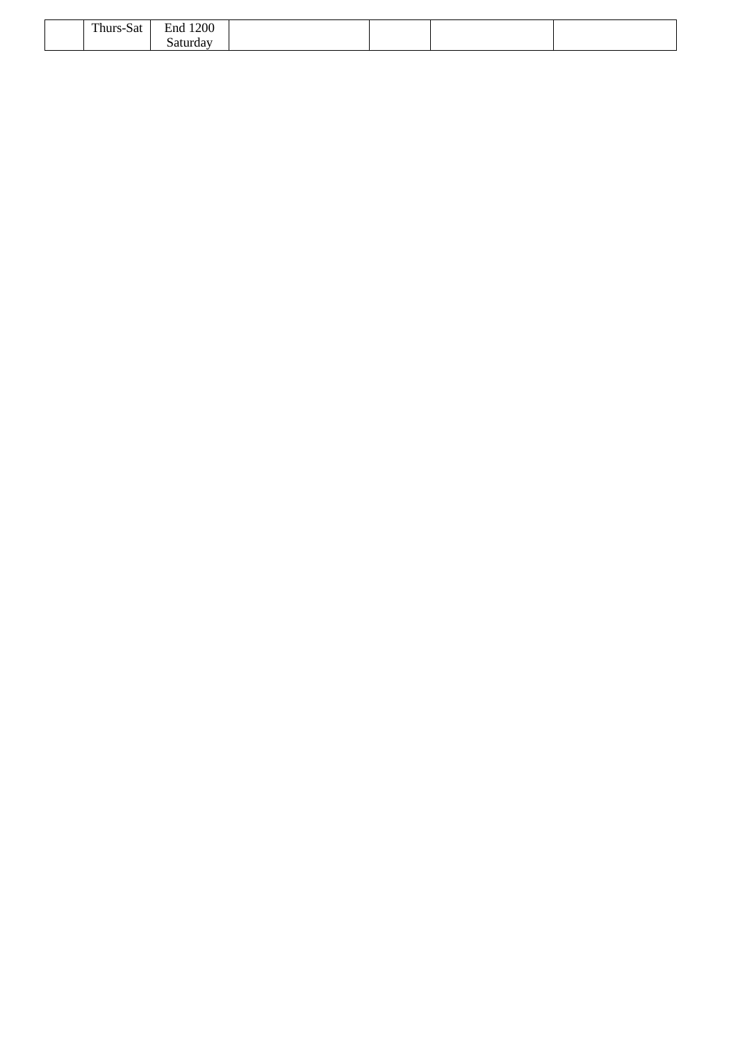| | | | | | | |
|---|---|---|---|---|---|---|
| | Thurs-Sat | End 1200 Saturday | | | | |